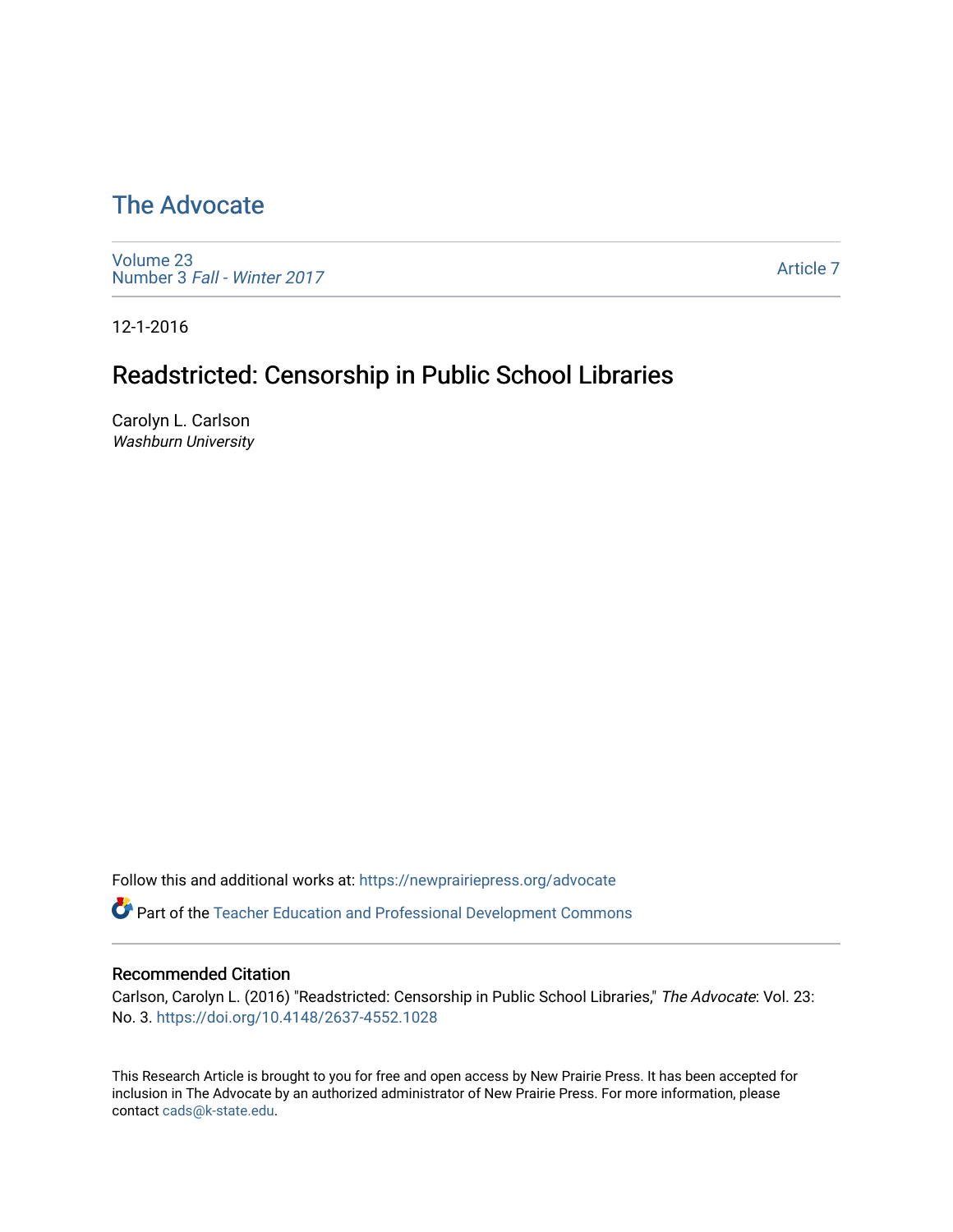# The Advocate

Volume 23
Number 3 *Fall - Winter 2017*

Article 7

12-1-2016

## Readstricted: Censorship in Public School Libraries

Carolyn L. Carlson
*Washburn University*

Follow this and additional works at: https://newprairiepress.org/advocate

Part of the Teacher Education and Professional Development Commons

### Recommended Citation

Carlson, Carolyn L. (2016) "Readstricted: Censorship in Public School Libraries," *The Advocate*: Vol. 23: No. 3. https://doi.org/10.4148/2637-4552.1028

This Research Article is brought to you for free and open access by New Prairie Press. It has been accepted for inclusion in The Advocate by an authorized administrator of New Prairie Press. For more information, please contact cads@k-state.edu.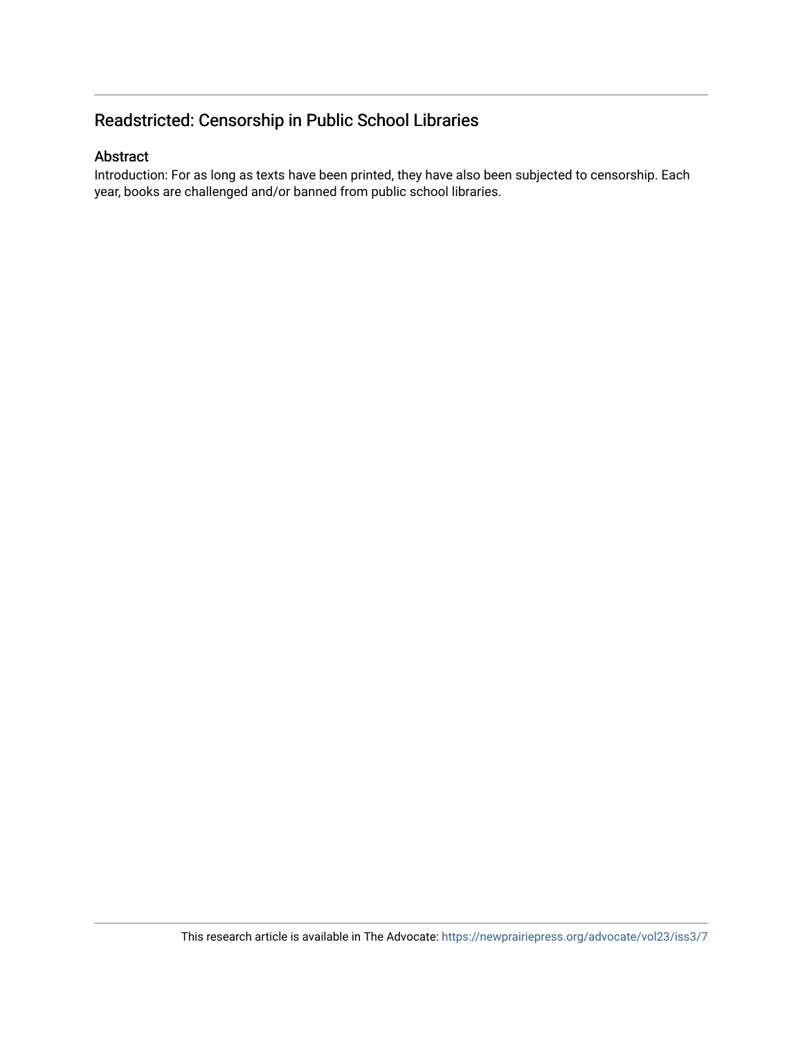## Readstricted: Censorship in Public School Libraries

### Abstract

Introduction: For as long as texts have been printed, they have also been subjected to censorship. Each year, books are challenged and/or banned from public school libraries.

This research article is available in The Advocate: https://newprairiepress.org/advocate/vol23/iss3/7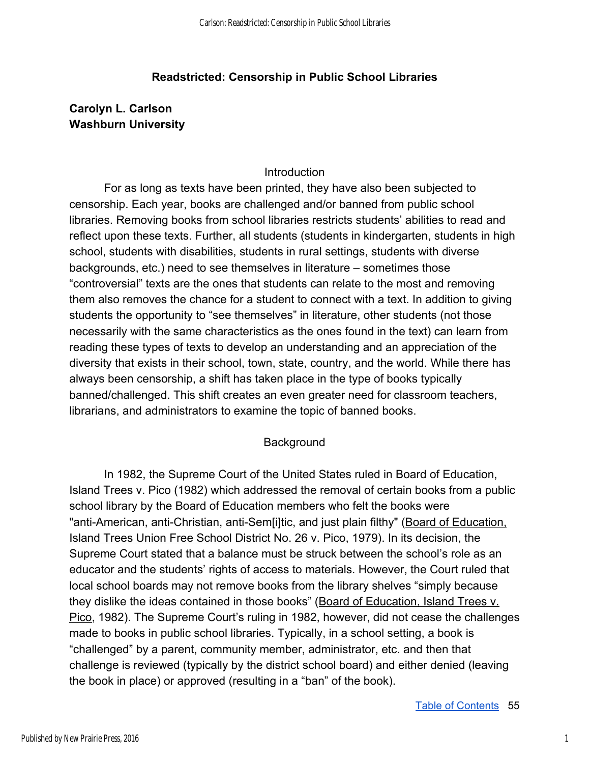# Readstricted: Censorship in Public School Libraries

**Carolyn L. Carlson**
**Washburn University**

## Introduction

For as long as texts have been printed, they have also been subjected to censorship. Each year, books are challenged and/or banned from public school libraries. Removing books from school libraries restricts students' abilities to read and reflect upon these texts. Further, all students (students in kindergarten, students in high school, students with disabilities, students in rural settings, students with diverse backgrounds, etc.) need to see themselves in literature – sometimes those "controversial" texts are the ones that students can relate to the most and removing them also removes the chance for a student to connect with a text. In addition to giving students the opportunity to "see themselves" in literature, other students (not those necessarily with the same characteristics as the ones found in the text) can learn from reading these types of texts to develop an understanding and an appreciation of the diversity that exists in their school, town, state, country, and the world. While there has always been censorship, a shift has taken place in the type of books typically banned/challenged. This shift creates an even greater need for classroom teachers, librarians, and administrators to examine the topic of banned books.

## Background

In 1982, the Supreme Court of the United States ruled in Board of Education, Island Trees v. Pico (1982) which addressed the removal of certain books from a public school library by the Board of Education members who felt the books were "anti-American, anti-Christian, anti-Sem[i]tic, and just plain filthy" (Board of Education, Island Trees Union Free School District No. 26 v. Pico, 1979). In its decision, the Supreme Court stated that a balance must be struck between the school's role as an educator and the students' rights of access to materials. However, the Court ruled that local school boards may not remove books from the library shelves "simply because they dislike the ideas contained in those books" (Board of Education, Island Trees v. Pico, 1982). The Supreme Court's ruling in 1982, however, did not cease the challenges made to books in public school libraries. Typically, in a school setting, a book is "challenged" by a parent, community member, administrator, etc. and then that challenge is reviewed (typically by the district school board) and either denied (leaving the book in place) or approved (resulting in a "ban" of the book).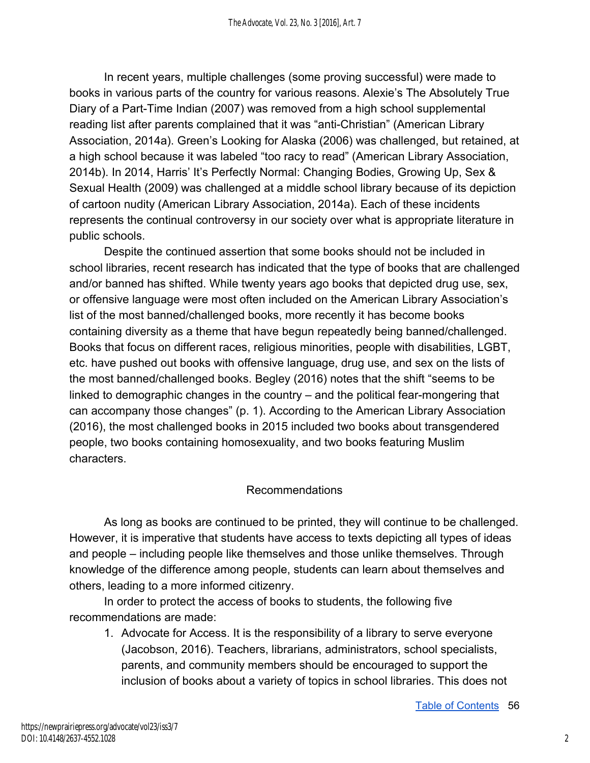In recent years, multiple challenges (some proving successful) were made to books in various parts of the country for various reasons. Alexie's The Absolutely True Diary of a Part-Time Indian (2007) was removed from a high school supplemental reading list after parents complained that it was "anti-Christian" (American Library Association, 2014a). Green's Looking for Alaska (2006) was challenged, but retained, at a high school because it was labeled "too racy to read" (American Library Association, 2014b). In 2014, Harris' It's Perfectly Normal: Changing Bodies, Growing Up, Sex & Sexual Health (2009) was challenged at a middle school library because of its depiction of cartoon nudity (American Library Association, 2014a). Each of these incidents represents the continual controversy in our society over what is appropriate literature in public schools.

Despite the continued assertion that some books should not be included in school libraries, recent research has indicated that the type of books that are challenged and/or banned has shifted. While twenty years ago books that depicted drug use, sex, or offensive language were most often included on the American Library Association's list of the most banned/challenged books, more recently it has become books containing diversity as a theme that have begun repeatedly being banned/challenged. Books that focus on different races, religious minorities, people with disabilities, LGBT, etc. have pushed out books with offensive language, drug use, and sex on the lists of the most banned/challenged books. Begley (2016) notes that the shift "seems to be linked to demographic changes in the country – and the political fear-mongering that can accompany those changes" (p. 1). According to the American Library Association (2016), the most challenged books in 2015 included two books about transgendered people, two books containing homosexuality, and two books featuring Muslim characters.

## Recommendations

As long as books are continued to be printed, they will continue to be challenged. However, it is imperative that students have access to texts depicting all types of ideas and people – including people like themselves and those unlike themselves. Through knowledge of the difference among people, students can learn about themselves and others, leading to a more informed citizenry.

In order to protect the access of books to students, the following five recommendations are made:

1. Advocate for Access. It is the responsibility of a library to serve everyone (Jacobson, 2016). Teachers, librarians, administrators, school specialists, parents, and community members should be encouraged to support the inclusion of books about a variety of topics in school libraries. This does not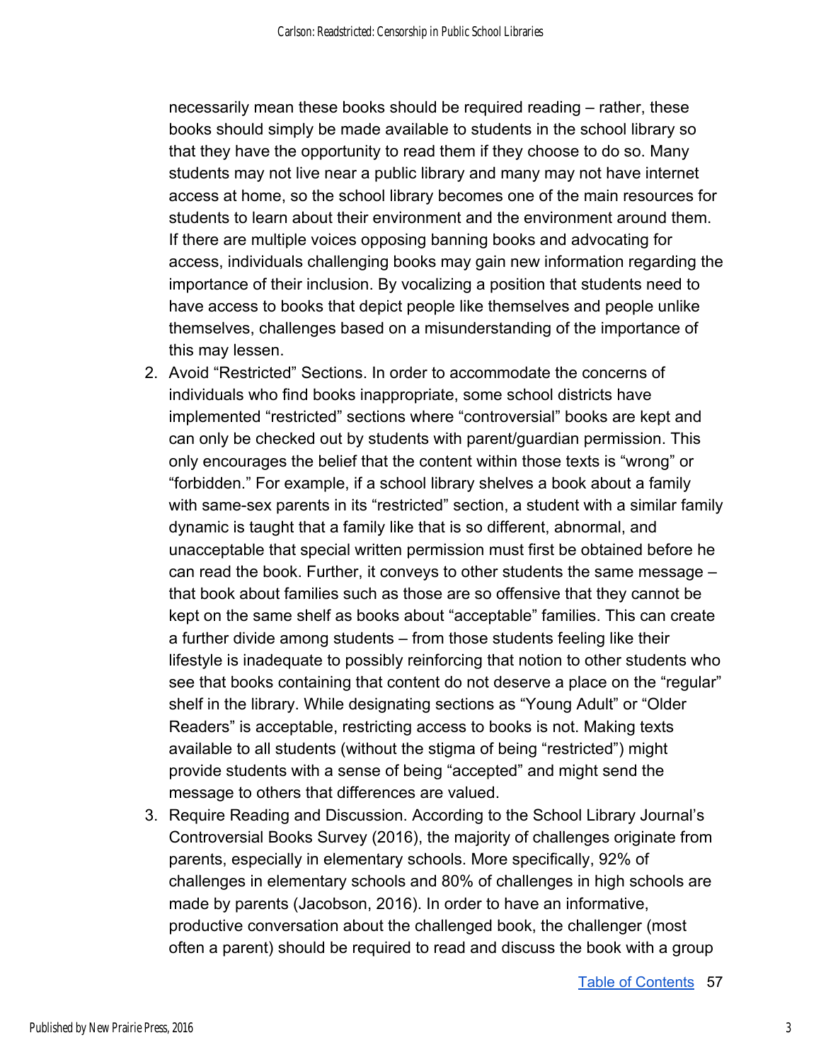necessarily mean these books should be required reading – rather, these books should simply be made available to students in the school library so that they have the opportunity to read them if they choose to do so. Many students may not live near a public library and many may not have internet access at home, so the school library becomes one of the main resources for students to learn about their environment and the environment around them. If there are multiple voices opposing banning books and advocating for access, individuals challenging books may gain new information regarding the importance of their inclusion. By vocalizing a position that students need to have access to books that depict people like themselves and people unlike themselves, challenges based on a misunderstanding of the importance of this may lessen.

2. Avoid "Restricted" Sections. In order to accommodate the concerns of individuals who find books inappropriate, some school districts have implemented "restricted" sections where "controversial" books are kept and can only be checked out by students with parent/guardian permission. This only encourages the belief that the content within those texts is "wrong" or "forbidden." For example, if a school library shelves a book about a family with same-sex parents in its "restricted" section, a student with a similar family dynamic is taught that a family like that is so different, abnormal, and unacceptable that special written permission must first be obtained before he can read the book. Further, it conveys to other students the same message – that book about families such as those are so offensive that they cannot be kept on the same shelf as books about "acceptable" families. This can create a further divide among students – from those students feeling like their lifestyle is inadequate to possibly reinforcing that notion to other students who see that books containing that content do not deserve a place on the "regular" shelf in the library. While designating sections as "Young Adult" or "Older Readers" is acceptable, restricting access to books is not. Making texts available to all students (without the stigma of being "restricted") might provide students with a sense of being "accepted" and might send the message to others that differences are valued.
3. Require Reading and Discussion. According to the School Library Journal's Controversial Books Survey (2016), the majority of challenges originate from parents, especially in elementary schools. More specifically, 92% of challenges in elementary schools and 80% of challenges in high schools are made by parents (Jacobson, 2016). In order to have an informative, productive conversation about the challenged book, the challenger (most often a parent) should be required to read and discuss the book with a group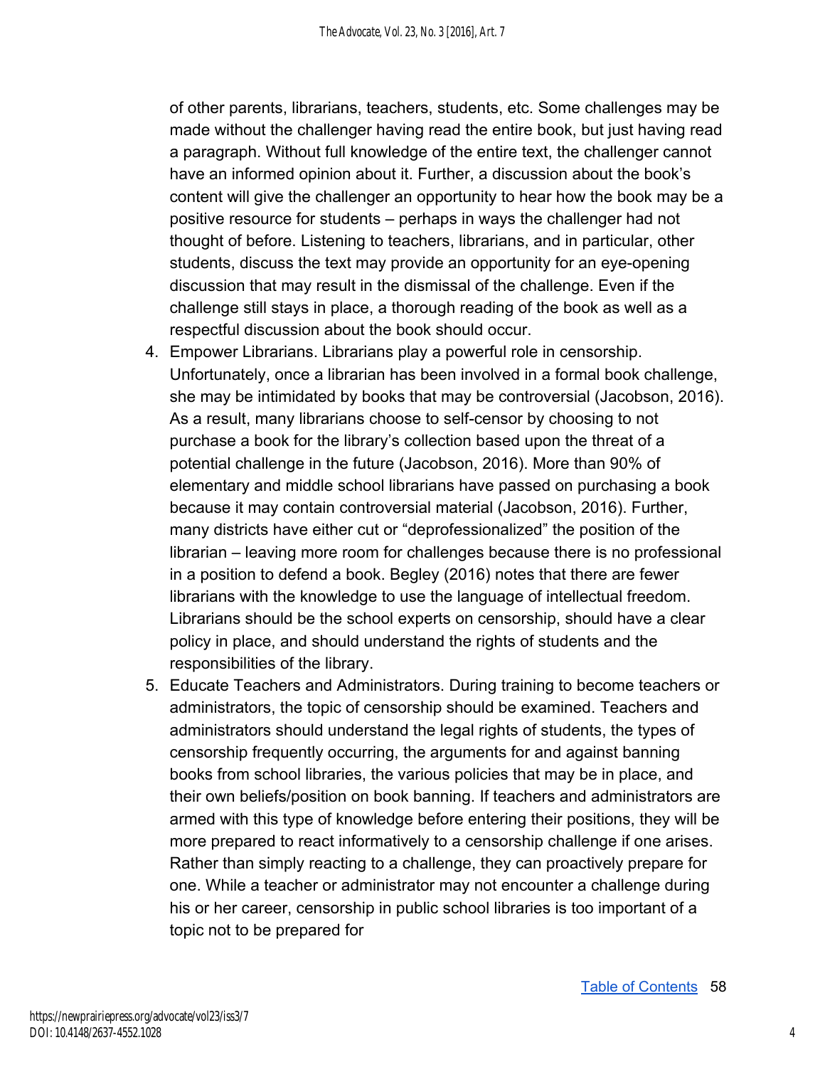of other parents, librarians, teachers, students, etc. Some challenges may be made without the challenger having read the entire book, but just having read a paragraph. Without full knowledge of the entire text, the challenger cannot have an informed opinion about it. Further, a discussion about the book's content will give the challenger an opportunity to hear how the book may be a positive resource for students – perhaps in ways the challenger had not thought of before. Listening to teachers, librarians, and in particular, other students, discuss the text may provide an opportunity for an eye-opening discussion that may result in the dismissal of the challenge. Even if the challenge still stays in place, a thorough reading of the book as well as a respectful discussion about the book should occur.

4. Empower Librarians. Librarians play a powerful role in censorship. Unfortunately, once a librarian has been involved in a formal book challenge, she may be intimidated by books that may be controversial (Jacobson, 2016). As a result, many librarians choose to self-censor by choosing to not purchase a book for the library's collection based upon the threat of a potential challenge in the future (Jacobson, 2016). More than 90% of elementary and middle school librarians have passed on purchasing a book because it may contain controversial material (Jacobson, 2016). Further, many districts have either cut or "deprofessionalized" the position of the librarian – leaving more room for challenges because there is no professional in a position to defend a book. Begley (2016) notes that there are fewer librarians with the knowledge to use the language of intellectual freedom. Librarians should be the school experts on censorship, should have a clear policy in place, and should understand the rights of students and the responsibilities of the library.
5. Educate Teachers and Administrators. During training to become teachers or administrators, the topic of censorship should be examined. Teachers and administrators should understand the legal rights of students, the types of censorship frequently occurring, the arguments for and against banning books from school libraries, the various policies that may be in place, and their own beliefs/position on book banning. If teachers and administrators are armed with this type of knowledge before entering their positions, they will be more prepared to react informatively to a censorship challenge if one arises. Rather than simply reacting to a challenge, they can proactively prepare for one. While a teacher or administrator may not encounter a challenge during his or her career, censorship in public school libraries is too important of a topic not to be prepared for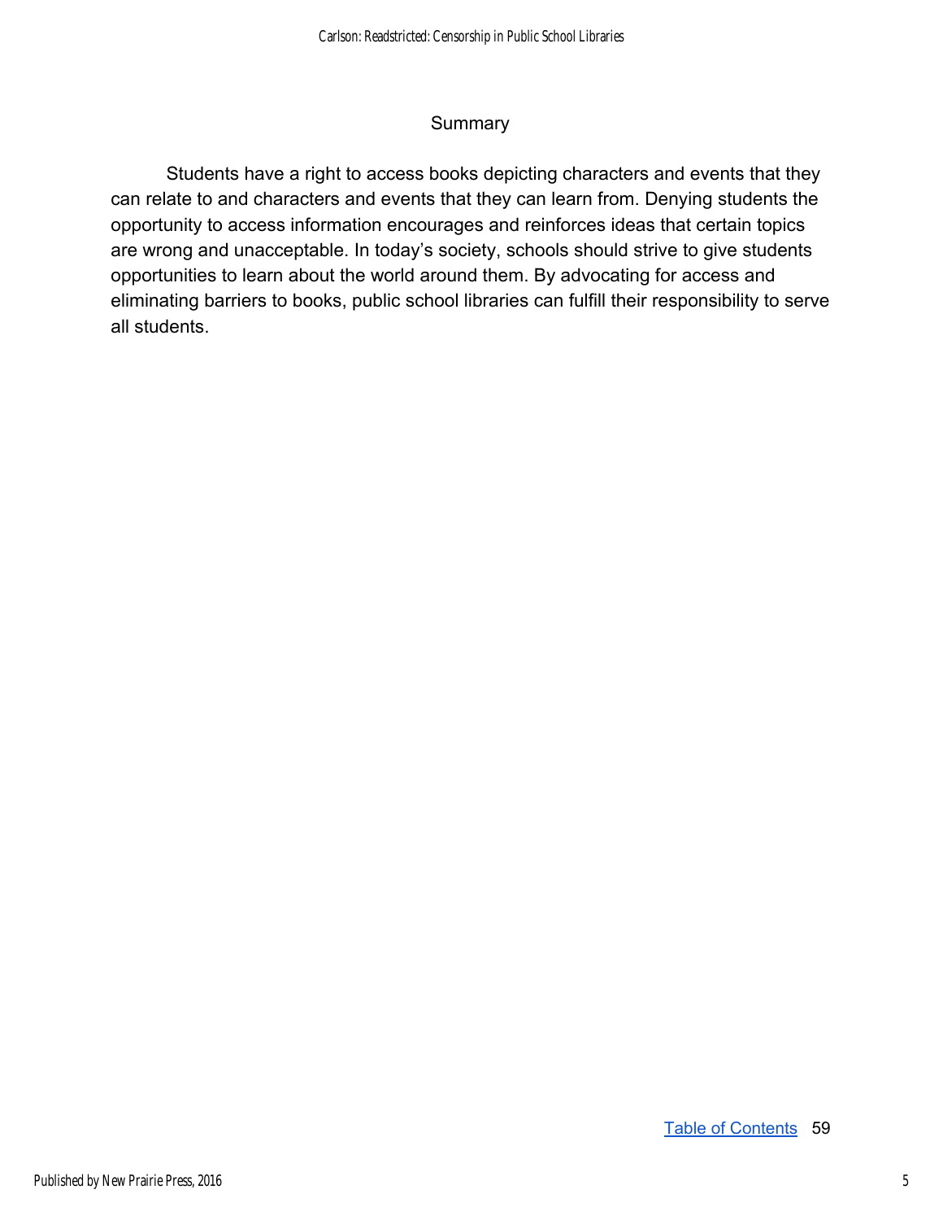## Summary

Students have a right to access books depicting characters and events that they can relate to and characters and events that they can learn from. Denying students the opportunity to access information encourages and reinforces ideas that certain topics are wrong and unacceptable. In today's society, schools should strive to give students opportunities to learn about the world around them. By advocating for access and eliminating barriers to books, public school libraries can fulfill their responsibility to serve all students.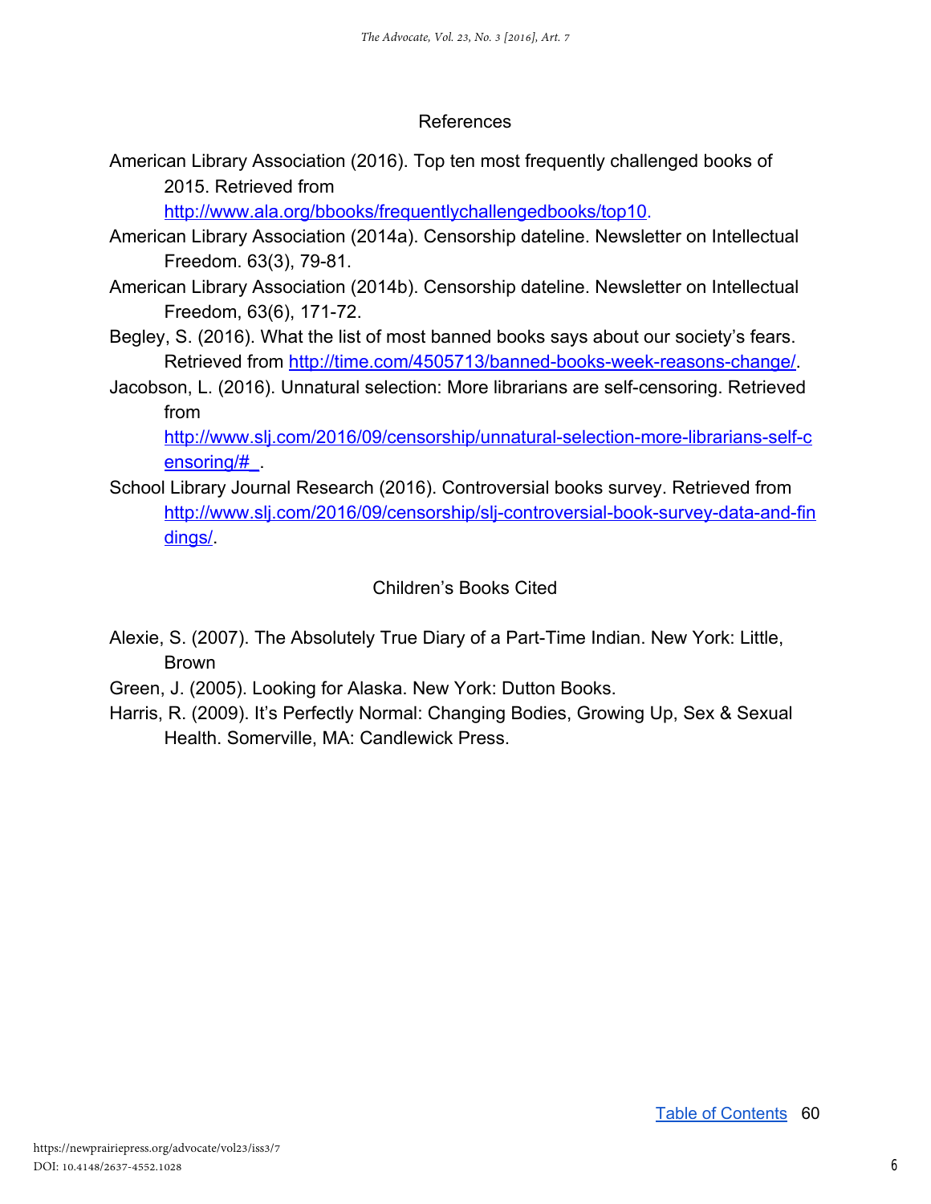## References

American Library Association (2016). Top ten most frequently challenged books of 2015. Retrieved from http://www.ala.org/bbooks/frequentlychallengedbooks/top10.

American Library Association (2014a). Censorship dateline. Newsletter on Intellectual Freedom. 63(3), 79-81.

American Library Association (2014b). Censorship dateline. Newsletter on Intellectual Freedom, 63(6), 171-72.

Begley, S. (2016). What the list of most banned books says about our society's fears. Retrieved from http://time.com/4505713/banned-books-week-reasons-change/.

Jacobson, L. (2016). Unnatural selection: More librarians are self-censoring. Retrieved from http://www.slj.com/2016/09/censorship/unnatural-selection-more-librarians-self-censoring/#_.

School Library Journal Research (2016). Controversial books survey. Retrieved from http://www.slj.com/2016/09/censorship/slj-controversial-book-survey-data-and-findings/.

## Children's Books Cited

Alexie, S. (2007). The Absolutely True Diary of a Part-Time Indian. New York: Little, Brown

Green, J. (2005). Looking for Alaska. New York: Dutton Books.

Harris, R. (2009). It's Perfectly Normal: Changing Bodies, Growing Up, Sex & Sexual Health. Somerville, MA: Candlewick Press.